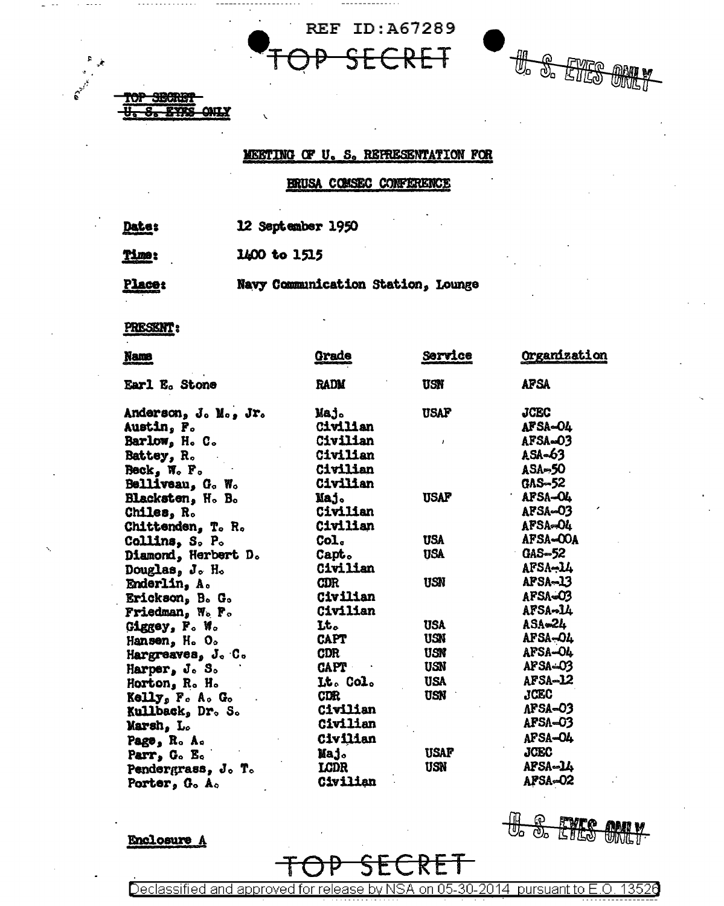REF ID:A67289

~~TOP SECRET~~

~~U. S. EYES ONLY~~

~~TOP SECRET~~
~~U. S. EYES ONLY~~

## MEETING OF U. S. REPRESENTATION FOR

## BRUSA COMSEC CONFERENCE

**Date:** 12 September 1950

**Time:** 1400 to 1515

**Place:** Navy Communication Station, Lounge

**PRESENT:**

| Name | Grade | Service | Organization |
|---|---|---|---|
| Earl E. Stone | RADM | USN | AFSA |
| Anderson, J. M., Jr. | Maj. | USAF | JCEC |
| Austin, F. | Civilian | | AFSA-04 |
| Barlow, H. C. | Civilian | | AFSA-03 |
| Battey, R. | Civilian | | ASA-63 |
| Beck, W. F. | Civilian | | ASA-50 |
| Belliveau, G. W. | Civilian | | GAS-52 |
| Blacksten, H. B. | Maj. | USAF | AFSA-04 |
| Chiles, R. | Civilian | | AFSA-03 |
| Chittenden, T. R. | Civilian | | AFSA-04 |
| Collins, S. P. | Col. | USA | AFSA-00A |
| Diamond, Herbert D. | Capt. | USA | GAS-52 |
| Douglas, J. H. | Civilian | | AFSA-14 |
| Enderlin, A. | CDR | USN | AFSA-13 |
| Erickson, B. G. | Civilian | | AFSA-03 |
| Friedman, W. F. | Civilian | | AFSA-14 |
| Giggey, F. W. | Lt. | USA | ASA-24 |
| Hansen, H. O. | CAPT | USN | AFSA-04 |
| Hargreaves, J. C. | CDR | USN | AFSA-04 |
| Harper, J. S. | CAPT | USN | AFSA-03 |
| Horton, R. H. | Lt. Col. | USA | AFSA-12 |
| Kelly, F. A. G. | CDR | USN | JCEC |
| Kullback, Dr. S. | Civilian | | AFSA-03 |
| Marsh, L. | Civilian | | AFSA-03 |
| Page, R. A. | Civilian | | AFSA-04 |
| Parr, G. E. | Maj. | USAF | JCEC |
| Pendergrass, J. T. | LCDR | USN | AFSA-14 |
| Porter, G. A. | Civilian | | AFSA-02 |

~~U. S. EYES ONLY~~

Enclosure A

~~TOP SECRET~~

Declassified and approved for release by NSA on 05-30-2014 pursuant to E.O. 13526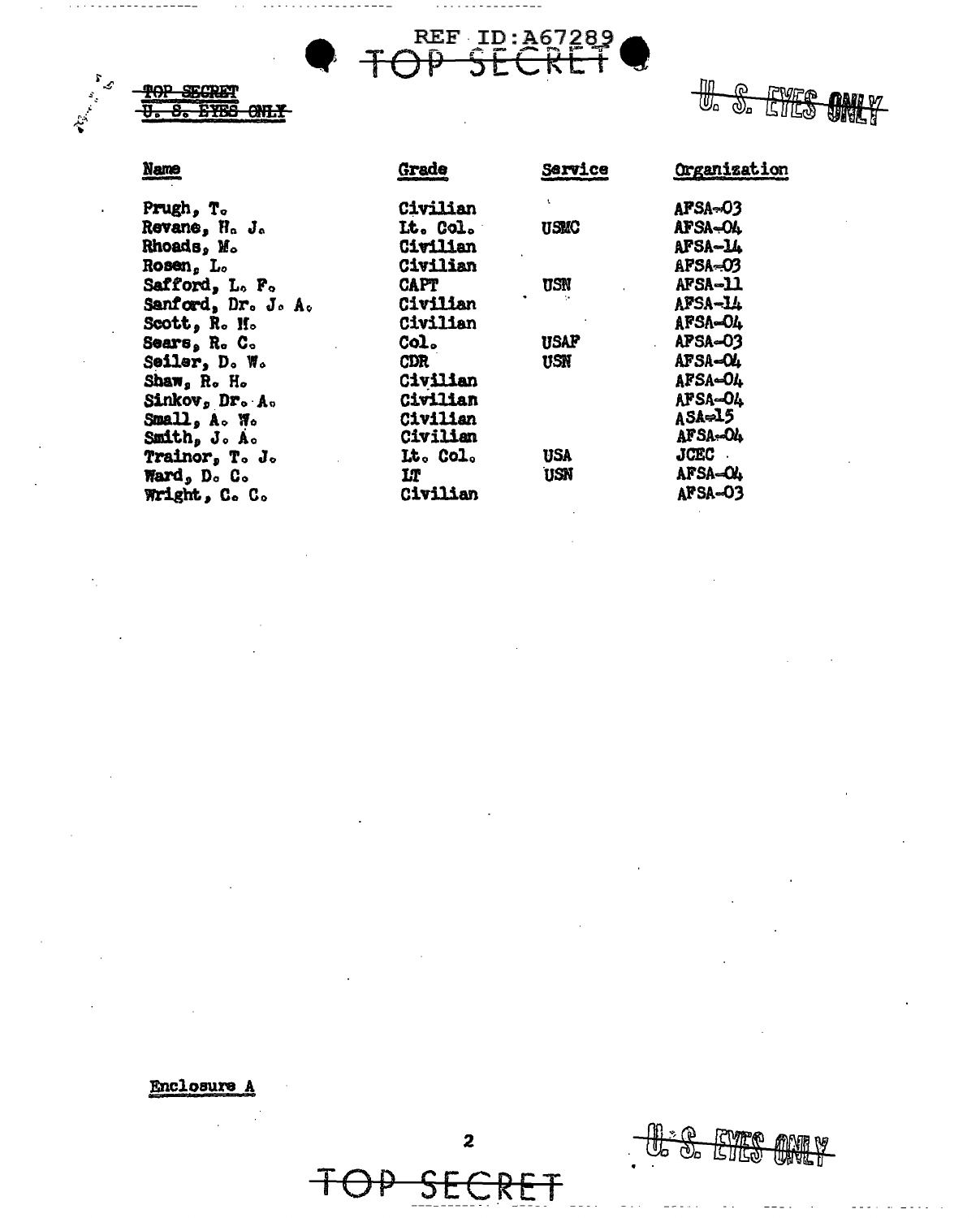REF ID:A67289

TOP SECRET

~~TOP SECRET~~
~~U. S. EYES ONLY~~

~~U. S. EYES ONLY~~

| Name | Grade | Service | Organization |
|---|---|---|---|
| Prugh, T. | Civilian | | AFSA-03 |
| Revane, H. J. | Lt. Col. | USMC | AFSA-04 |
| Rhoads, M. | Civilian | | AFSA-14 |
| Rosen, L. | Civilian | | AFSA-03 |
| Safford, L. F. | CAPT | USN | AFSA-11 |
| Sanford, Dr. J. A. | Civilian | | AFSA-14 |
| Scott, R. H. | Civilian | | AFSA-04 |
| Sears, R. C. | Col. | USAF | AFSA-03 |
| Seiler, D. W. | CDR | USN | AFSA-04 |
| Shaw, R. H. | Civilian | | AFSA-04 |
| Sinkov, Dr. A. | Civilian | | AFSA-04 |
| Small, A. W. | Civilian | | ASA-15 |
| Smith, J. A. | Civilian | | AFSA-04 |
| Trainor, T. J. | Lt. Col. | USA | JCEC |
| Ward, D. C. | LT | USN | AFSA-04 |
| Wright, C. C. | Civilian | | AFSA-03 |

Enclosure A

TOP SECRET

~~U. S. EYES ONLY~~